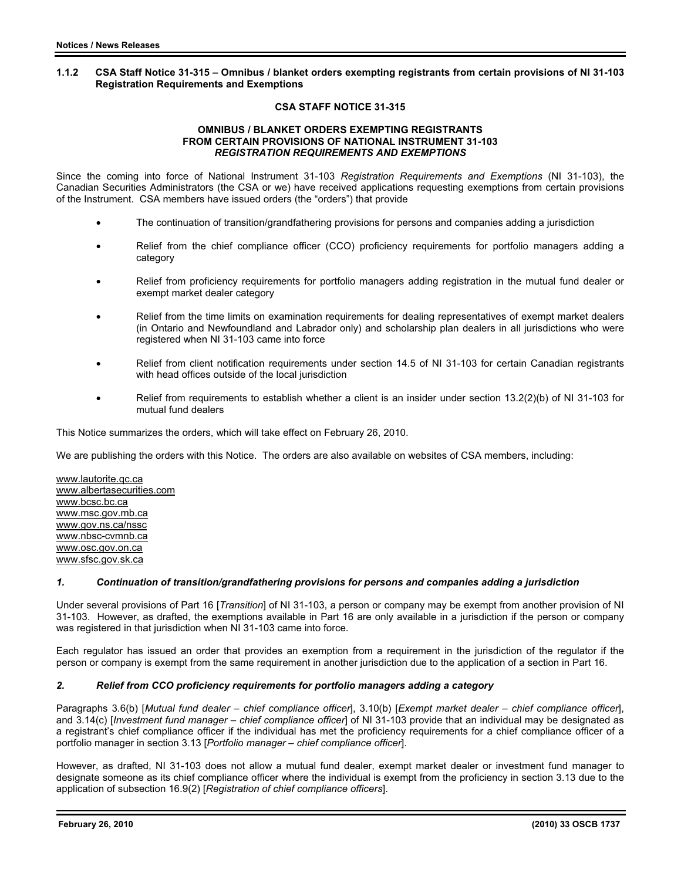### 1.1.2 CSA Staff Notice 31-315 – Omnibus / blanket orders exempting registrants from certain provisions of NI 31-103 Registration Requirements and Exemptions

**CSA STAFF NOTICE 31-315**

**OMNIBUS / BLANKET ORDERS EXEMPTING REGISTRANTS FROM CERTAIN PROVISIONS OF NATIONAL INSTRUMENT 31-103 *REGISTRATION REQUIREMENTS AND EXEMPTIONS***

Since the coming into force of National Instrument 31-103 *Registration Requirements and Exemptions* (NI 31-103), the Canadian Securities Administrators (the CSA or we) have received applications requesting exemptions from certain provisions of the Instrument. CSA members have issued orders (the "orders") that provide

- The continuation of transition/grandfathering provisions for persons and companies adding a jurisdiction
- Relief from the chief compliance officer (CCO) proficiency requirements for portfolio managers adding a category
- Relief from proficiency requirements for portfolio managers adding registration in the mutual fund dealer or exempt market dealer category
- Relief from the time limits on examination requirements for dealing representatives of exempt market dealers (in Ontario and Newfoundland and Labrador only) and scholarship plan dealers in all jurisdictions who were registered when NI 31-103 came into force
- Relief from client notification requirements under section 14.5 of NI 31-103 for certain Canadian registrants with head offices outside of the local jurisdiction
- Relief from requirements to establish whether a client is an insider under section 13.2(2)(b) of NI 31-103 for mutual fund dealers

This Notice summarizes the orders, which will take effect on February 26, 2010.

We are publishing the orders with this Notice. The orders are also available on websites of CSA members, including:

www.lautorite.qc.ca
www.albertasecurities.com
www.bcsc.bc.ca
www.msc.gov.mb.ca
www.gov.ns.ca/nssc
www.nbsc-cvmnb.ca
www.osc.gov.on.ca
www.sfsc.gov.sk.ca

#### *1. Continuation of transition/grandfathering provisions for persons and companies adding a jurisdiction*

Under several provisions of Part 16 [*Transition*] of NI 31-103, a person or company may be exempt from another provision of NI 31-103. However, as drafted, the exemptions available in Part 16 are only available in a jurisdiction if the person or company was registered in that jurisdiction when NI 31-103 came into force.

Each regulator has issued an order that provides an exemption from a requirement in the jurisdiction of the regulator if the person or company is exempt from the same requirement in another jurisdiction due to the application of a section in Part 16.

#### *2. Relief from CCO proficiency requirements for portfolio managers adding a category*

Paragraphs 3.6(b) [*Mutual fund dealer – chief compliance officer*], 3.10(b) [*Exempt market dealer – chief compliance officer*], and 3.14(c) [*Investment fund manager – chief compliance officer*] of NI 31-103 provide that an individual may be designated as a registrant's chief compliance officer if the individual has met the proficiency requirements for a chief compliance officer of a portfolio manager in section 3.13 [*Portfolio manager – chief compliance officer*].

However, as drafted, NI 31-103 does not allow a mutual fund dealer, exempt market dealer or investment fund manager to designate someone as its chief compliance officer where the individual is exempt from the proficiency in section 3.13 due to the application of subsection 16.9(2) [*Registration of chief compliance officers*].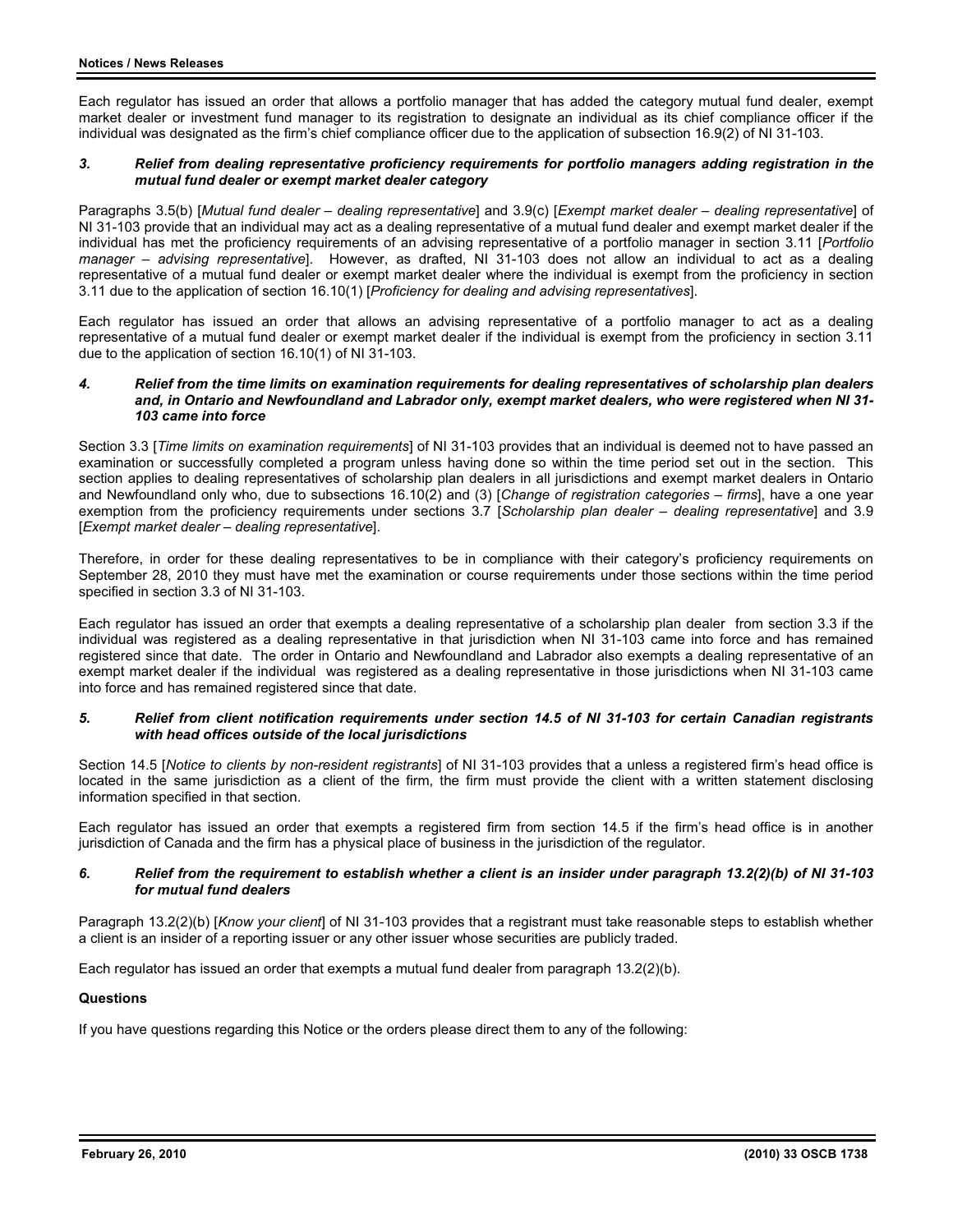Each regulator has issued an order that allows a portfolio manager that has added the category mutual fund dealer, exempt market dealer or investment fund manager to its registration to designate an individual as its chief compliance officer if the individual was designated as the firm's chief compliance officer due to the application of subsection 16.9(2) of NI 31-103.

### *3. Relief from dealing representative proficiency requirements for portfolio managers adding registration in the mutual fund dealer or exempt market dealer category*

Paragraphs 3.5(b) [*Mutual fund dealer – dealing representative*] and 3.9(c) [*Exempt market dealer – dealing representative*] of NI 31-103 provide that an individual may act as a dealing representative of a mutual fund dealer and exempt market dealer if the individual has met the proficiency requirements of an advising representative of a portfolio manager in section 3.11 [*Portfolio manager – advising representative*]. However, as drafted, NI 31-103 does not allow an individual to act as a dealing representative of a mutual fund dealer or exempt market dealer where the individual is exempt from the proficiency in section 3.11 due to the application of section 16.10(1) [*Proficiency for dealing and advising representatives*].

Each regulator has issued an order that allows an advising representative of a portfolio manager to act as a dealing representative of a mutual fund dealer or exempt market dealer if the individual is exempt from the proficiency in section 3.11 due to the application of section 16.10(1) of NI 31-103.

### *4. Relief from the time limits on examination requirements for dealing representatives of scholarship plan dealers and, in Ontario and Newfoundland and Labrador only, exempt market dealers, who were registered when NI 31-103 came into force*

Section 3.3 [*Time limits on examination requirements*] of NI 31-103 provides that an individual is deemed not to have passed an examination or successfully completed a program unless having done so within the time period set out in the section. This section applies to dealing representatives of scholarship plan dealers in all jurisdictions and exempt market dealers in Ontario and Newfoundland only who, due to subsections 16.10(2) and (3) [*Change of registration categories – firms*], have a one year exemption from the proficiency requirements under sections 3.7 [*Scholarship plan dealer – dealing representative*] and 3.9 [*Exempt market dealer – dealing representative*].

Therefore, in order for these dealing representatives to be in compliance with their category's proficiency requirements on September 28, 2010 they must have met the examination or course requirements under those sections within the time period specified in section 3.3 of NI 31-103.

Each regulator has issued an order that exempts a dealing representative of a scholarship plan dealer from section 3.3 if the individual was registered as a dealing representative in that jurisdiction when NI 31-103 came into force and has remained registered since that date. The order in Ontario and Newfoundland and Labrador also exempts a dealing representative of an exempt market dealer if the individual was registered as a dealing representative in those jurisdictions when NI 31-103 came into force and has remained registered since that date.

### *5. Relief from client notification requirements under section 14.5 of NI 31-103 for certain Canadian registrants with head offices outside of the local jurisdictions*

Section 14.5 [*Notice to clients by non-resident registrants*] of NI 31-103 provides that a unless a registered firm's head office is located in the same jurisdiction as a client of the firm, the firm must provide the client with a written statement disclosing information specified in that section.

Each regulator has issued an order that exempts a registered firm from section 14.5 if the firm's head office is in another jurisdiction of Canada and the firm has a physical place of business in the jurisdiction of the regulator.

### *6. Relief from the requirement to establish whether a client is an insider under paragraph 13.2(2)(b) of NI 31-103 for mutual fund dealers*

Paragraph 13.2(2)(b) [*Know your client*] of NI 31-103 provides that a registrant must take reasonable steps to establish whether a client is an insider of a reporting issuer or any other issuer whose securities are publicly traded.

Each regulator has issued an order that exempts a mutual fund dealer from paragraph 13.2(2)(b).

**Questions**

If you have questions regarding this Notice or the orders please direct them to any of the following: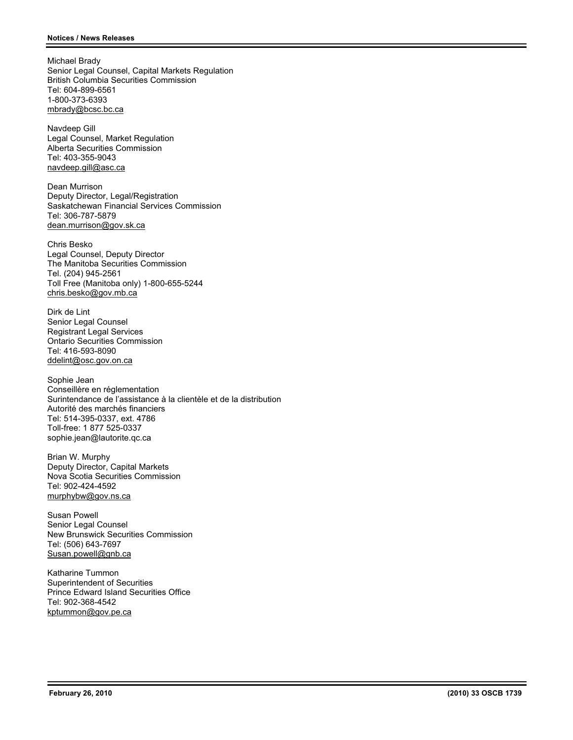Michael Brady
Senior Legal Counsel, Capital Markets Regulation
British Columbia Securities Commission
Tel: 604-899-6561
1-800-373-6393
mbrady@bcsc.bc.ca

Navdeep Gill
Legal Counsel, Market Regulation
Alberta Securities Commission
Tel: 403-355-9043
navdeep.gill@asc.ca

Dean Murrison
Deputy Director, Legal/Registration
Saskatchewan Financial Services Commission
Tel: 306-787-5879
dean.murrison@gov.sk.ca

Chris Besko
Legal Counsel, Deputy Director
The Manitoba Securities Commission
Tel. (204) 945-2561
Toll Free (Manitoba only) 1-800-655-5244
chris.besko@gov.mb.ca

Dirk de Lint
Senior Legal Counsel
Registrant Legal Services
Ontario Securities Commission
Tel: 416-593-8090
ddelint@osc.gov.on.ca

Sophie Jean
Conseillère en réglementation
Surintendance de l'assistance à la clientèle et de la distribution
Autorité des marchés financiers
Tel: 514-395-0337, ext. 4786
Toll-free: 1 877 525-0337
sophie.jean@lautorite.qc.ca

Brian W. Murphy
Deputy Director, Capital Markets
Nova Scotia Securities Commission
Tel: 902-424-4592
murphybw@gov.ns.ca

Susan Powell
Senior Legal Counsel
New Brunswick Securities Commission
Tel: (506) 643-7697
Susan.powell@gnb.ca

Katharine Tummon
Superintendent of Securities
Prince Edward Island Securities Office
Tel: 902-368-4542
kptummon@gov.pe.ca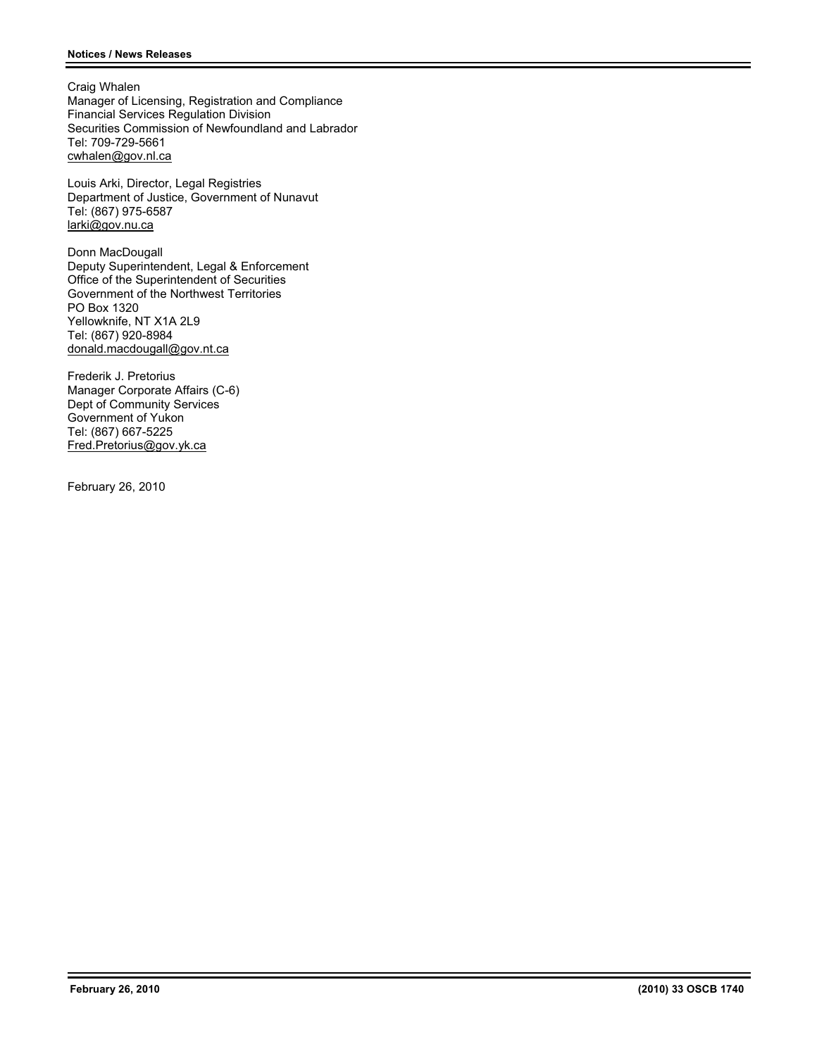Craig Whalen
Manager of Licensing, Registration and Compliance
Financial Services Regulation Division
Securities Commission of Newfoundland and Labrador
Tel: 709-729-5661
cwhalen@gov.nl.ca

Louis Arki, Director, Legal Registries
Department of Justice, Government of Nunavut
Tel: (867) 975-6587
larki@gov.nu.ca

Donn MacDougall
Deputy Superintendent, Legal & Enforcement
Office of the Superintendent of Securities
Government of the Northwest Territories
PO Box 1320
Yellowknife, NT X1A 2L9
Tel: (867) 920-8984
donald.macdougall@gov.nt.ca

Frederik J. Pretorius
Manager Corporate Affairs (C-6)
Dept of Community Services
Government of Yukon
Tel: (867) 667-5225
Fred.Pretorius@gov.yk.ca

February 26, 2010